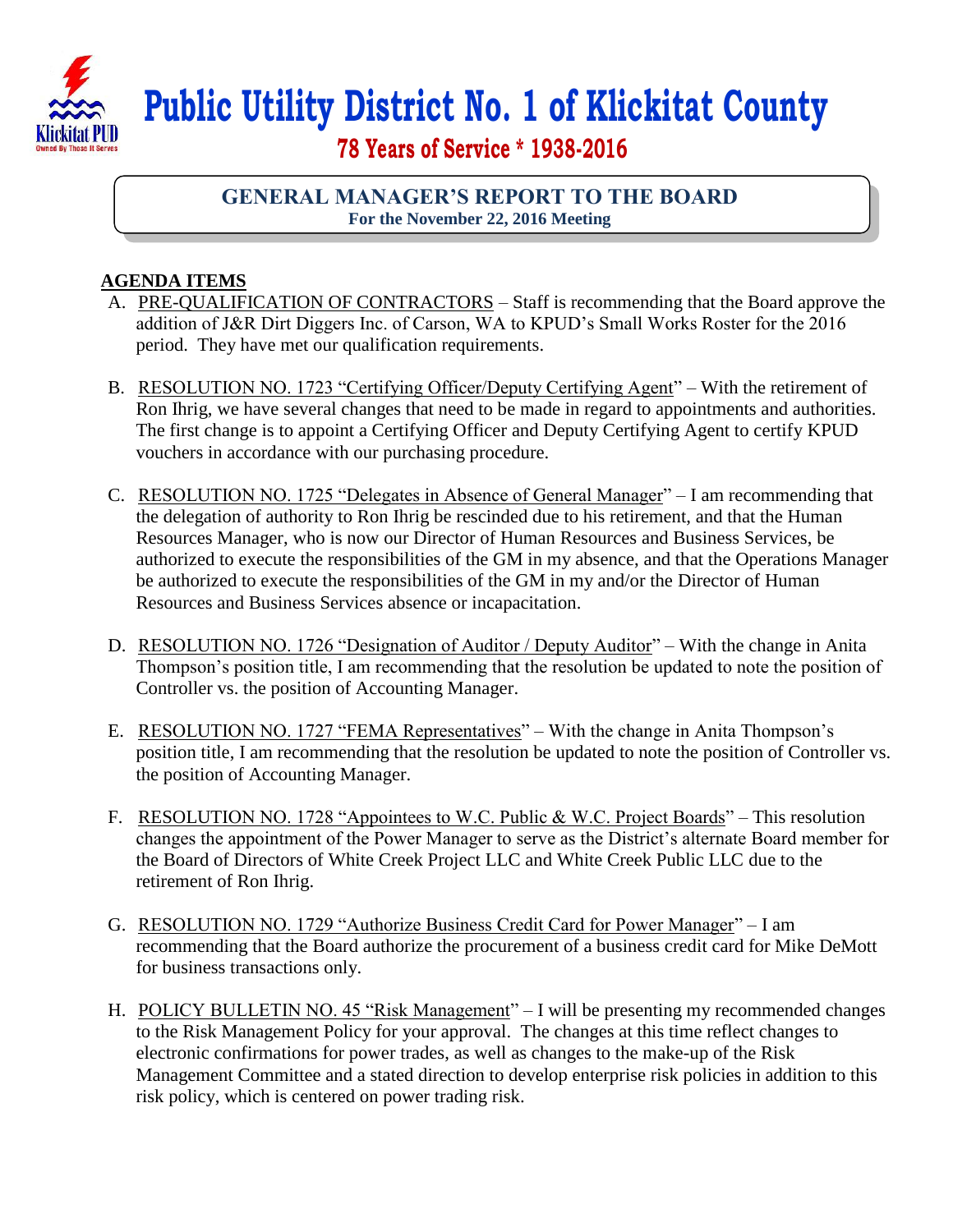# Public Utility District No. 1 of Klickitat County

## 78 Years of Service * 1938-2016

## GENERAL MANAGER'S REPORT TO THE BOARD

**For the November 22, 2016 Meeting**

**AGENDA ITEMS**

A. PRE-QUALIFICATION OF CONTRACTORS – Staff is recommending that the Board approve the addition of J&R Dirt Diggers Inc. of Carson, WA to KPUD's Small Works Roster for the 2016 period. They have met our qualification requirements.

B. RESOLUTION NO. 1723 "Certifying Officer/Deputy Certifying Agent" – With the retirement of Ron Ihrig, we have several changes that need to be made in regard to appointments and authorities. The first change is to appoint a Certifying Officer and Deputy Certifying Agent to certify KPUD vouchers in accordance with our purchasing procedure.

C. RESOLUTION NO. 1725 "Delegates in Absence of General Manager" – I am recommending that the delegation of authority to Ron Ihrig be rescinded due to his retirement, and that the Human Resources Manager, who is now our Director of Human Resources and Business Services, be authorized to execute the responsibilities of the GM in my absence, and that the Operations Manager be authorized to execute the responsibilities of the GM in my and/or the Director of Human Resources and Business Services absence or incapacitation.

D. RESOLUTION NO. 1726 "Designation of Auditor / Deputy Auditor" – With the change in Anita Thompson's position title, I am recommending that the resolution be updated to note the position of Controller vs. the position of Accounting Manager.

E. RESOLUTION NO. 1727 "FEMA Representatives" – With the change in Anita Thompson's position title, I am recommending that the resolution be updated to note the position of Controller vs. the position of Accounting Manager.

F. RESOLUTION NO. 1728 "Appointees to W.C. Public & W.C. Project Boards" – This resolution changes the appointment of the Power Manager to serve as the District's alternate Board member for the Board of Directors of White Creek Project LLC and White Creek Public LLC due to the retirement of Ron Ihrig.

G. RESOLUTION NO. 1729 "Authorize Business Credit Card for Power Manager" – I am recommending that the Board authorize the procurement of a business credit card for Mike DeMott for business transactions only.

H. POLICY BULLETIN NO. 45 "Risk Management" – I will be presenting my recommended changes to the Risk Management Policy for your approval. The changes at this time reflect changes to electronic confirmations for power trades, as well as changes to the make-up of the Risk Management Committee and a stated direction to develop enterprise risk policies in addition to this risk policy, which is centered on power trading risk.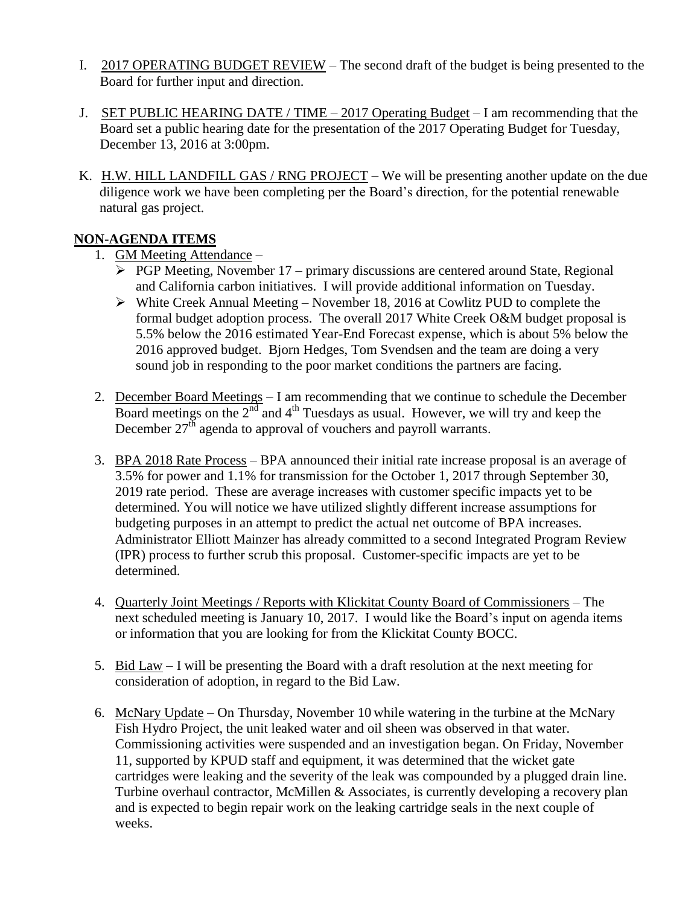I. <u>2017 OPERATING BUDGET REVIEW</u> – The second draft of the budget is being presented to the Board for further input and direction.

J. <u>SET PUBLIC HEARING DATE / TIME – 2017 Operating Budget</u> – I am recommending that the Board set a public hearing date for the presentation of the 2017 Operating Budget for Tuesday, December 13, 2016 at 3:00pm.

K. <u>H.W. HILL LANDFILL GAS / RNG PROJECT</u> – We will be presenting another update on the due diligence work we have been completing per the Board's direction, for the potential renewable natural gas project.

## NON-AGENDA ITEMS

1. <u>GM Meeting Attendance</u> –
   - PGP Meeting, November 17 – primary discussions are centered around State, Regional and California carbon initiatives. I will provide additional information on Tuesday.
   - White Creek Annual Meeting – November 18, 2016 at Cowlitz PUD to complete the formal budget adoption process. The overall 2017 White Creek O&M budget proposal is 5.5% below the 2016 estimated Year-End Forecast expense, which is about 5% below the 2016 approved budget. Bjorn Hedges, Tom Svendsen and the team are doing a very sound job in responding to the poor market conditions the partners are facing.

2. <u>December Board Meetings</u> – I am recommending that we continue to schedule the December Board meetings on the 2nd and 4th Tuesdays as usual. However, we will try and keep the December 27th agenda to approval of vouchers and payroll warrants.

3. <u>BPA 2018 Rate Process</u> – BPA announced their initial rate increase proposal is an average of 3.5% for power and 1.1% for transmission for the October 1, 2017 through September 30, 2019 rate period. These are average increases with customer specific impacts yet to be determined. You will notice we have utilized slightly different increase assumptions for budgeting purposes in an attempt to predict the actual net outcome of BPA increases. Administrator Elliott Mainzer has already committed to a second Integrated Program Review (IPR) process to further scrub this proposal. Customer-specific impacts are yet to be determined.

4. <u>Quarterly Joint Meetings / Reports with Klickitat County Board of Commissioners</u> – The next scheduled meeting is January 10, 2017. I would like the Board's input on agenda items or information that you are looking for from the Klickitat County BOCC.

5. <u>Bid Law</u> – I will be presenting the Board with a draft resolution at the next meeting for consideration of adoption, in regard to the Bid Law.

6. <u>McNary Update</u> – On Thursday, November 10 while watering in the turbine at the McNary Fish Hydro Project, the unit leaked water and oil sheen was observed in that water. Commissioning activities were suspended and an investigation began. On Friday, November 11, supported by KPUD staff and equipment, it was determined that the wicket gate cartridges were leaking and the severity of the leak was compounded by a plugged drain line. Turbine overhaul contractor, McMillen & Associates, is currently developing a recovery plan and is expected to begin repair work on the leaking cartridge seals in the next couple of weeks.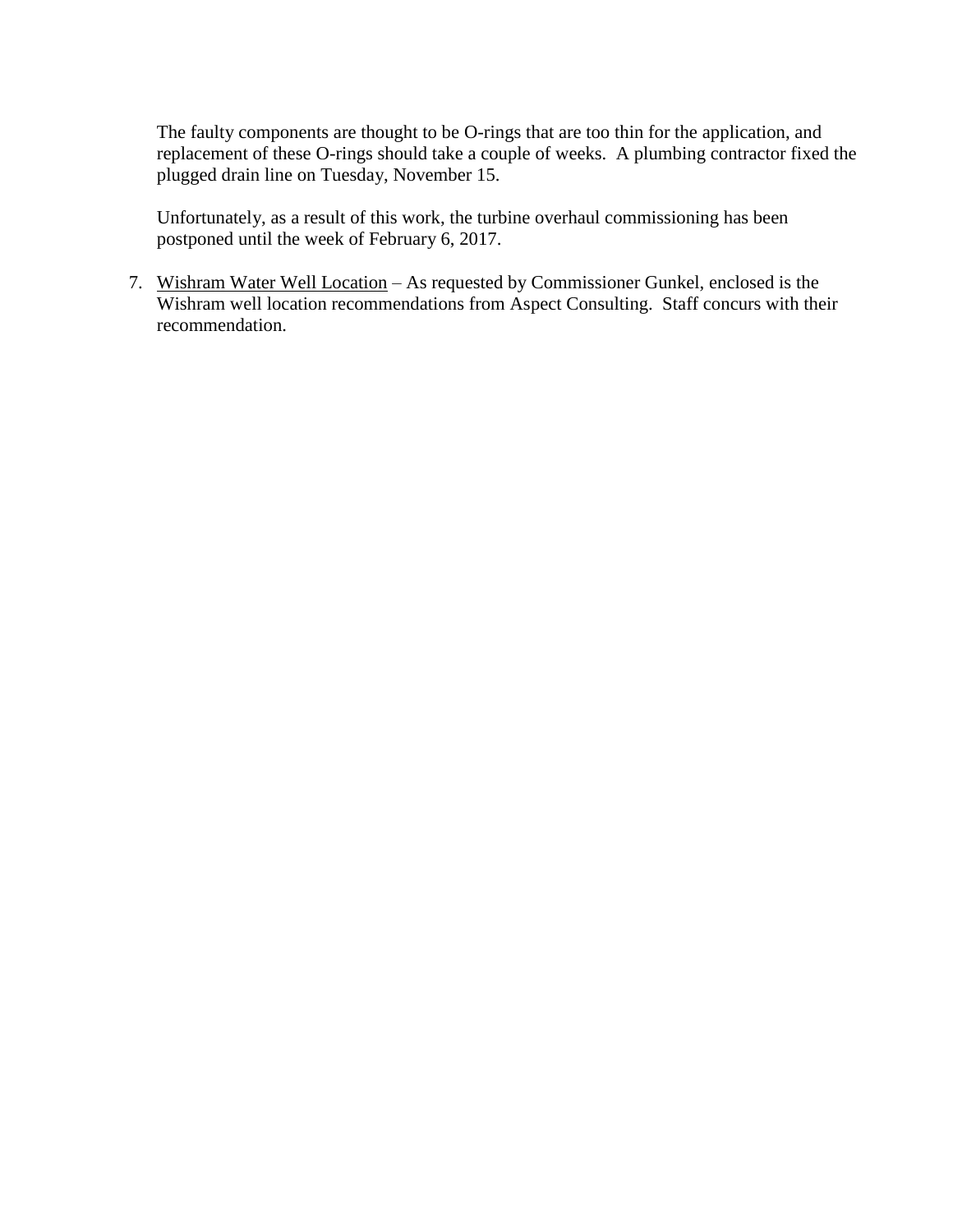The faulty components are thought to be O-rings that are too thin for the application, and replacement of these O-rings should take a couple of weeks.  A plumbing contractor fixed the plugged drain line on Tuesday, November 15.

Unfortunately, as a result of this work, the turbine overhaul commissioning has been postponed until the week of February 6, 2017.

7. <u>Wishram Water Well Location</u> – As requested by Commissioner Gunkel, enclosed is the Wishram well location recommendations from Aspect Consulting.  Staff concurs with their recommendation.